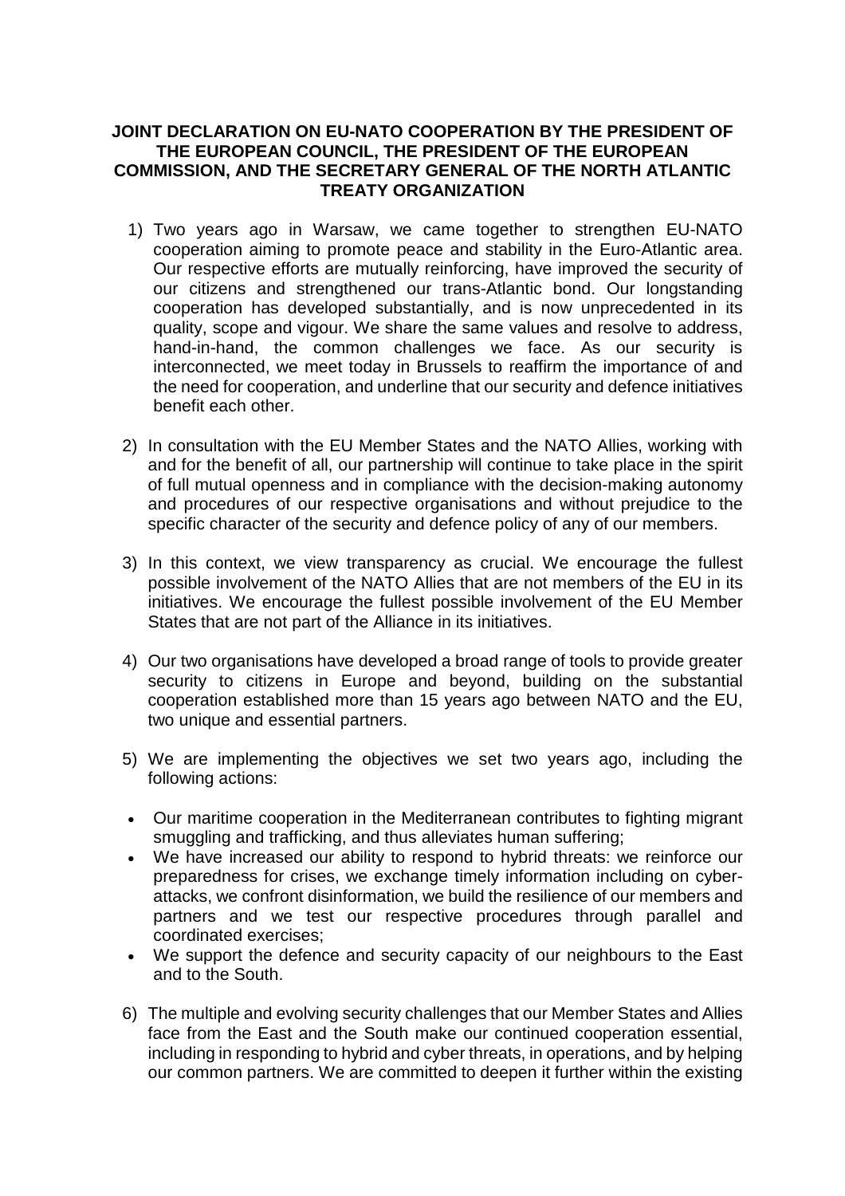**JOINT DECLARATION ON EU-NATO COOPERATION BY THE PRESIDENT OF THE EUROPEAN COUNCIL, THE PRESIDENT OF THE EUROPEAN COMMISSION, AND THE SECRETARY GENERAL OF THE NORTH ATLANTIC TREATY ORGANIZATION**

1) Two years ago in Warsaw, we came together to strengthen EU-NATO cooperation aiming to promote peace and stability in the Euro-Atlantic area. Our respective efforts are mutually reinforcing, have improved the security of our citizens and strengthened our trans-Atlantic bond. Our longstanding cooperation has developed substantially, and is now unprecedented in its quality, scope and vigour. We share the same values and resolve to address, hand-in-hand, the common challenges we face. As our security is interconnected, we meet today in Brussels to reaffirm the importance of and the need for cooperation, and underline that our security and defence initiatives benefit each other.

2) In consultation with the EU Member States and the NATO Allies, working with and for the benefit of all, our partnership will continue to take place in the spirit of full mutual openness and in compliance with the decision-making autonomy and procedures of our respective organisations and without prejudice to the specific character of the security and defence policy of any of our members.

3) In this context, we view transparency as crucial. We encourage the fullest possible involvement of the NATO Allies that are not members of the EU in its initiatives. We encourage the fullest possible involvement of the EU Member States that are not part of the Alliance in its initiatives.

4) Our two organisations have developed a broad range of tools to provide greater security to citizens in Europe and beyond, building on the substantial cooperation established more than 15 years ago between NATO and the EU, two unique and essential partners.

5) We are implementing the objectives we set two years ago, including the following actions:

- Our maritime cooperation in the Mediterranean contributes to fighting migrant smuggling and trafficking, and thus alleviates human suffering;
- We have increased our ability to respond to hybrid threats: we reinforce our preparedness for crises, we exchange timely information including on cyber-attacks, we confront disinformation, we build the resilience of our members and partners and we test our respective procedures through parallel and coordinated exercises;
- We support the defence and security capacity of our neighbours to the East and to the South.

6) The multiple and evolving security challenges that our Member States and Allies face from the East and the South make our continued cooperation essential, including in responding to hybrid and cyber threats, in operations, and by helping our common partners. We are committed to deepen it further within the existing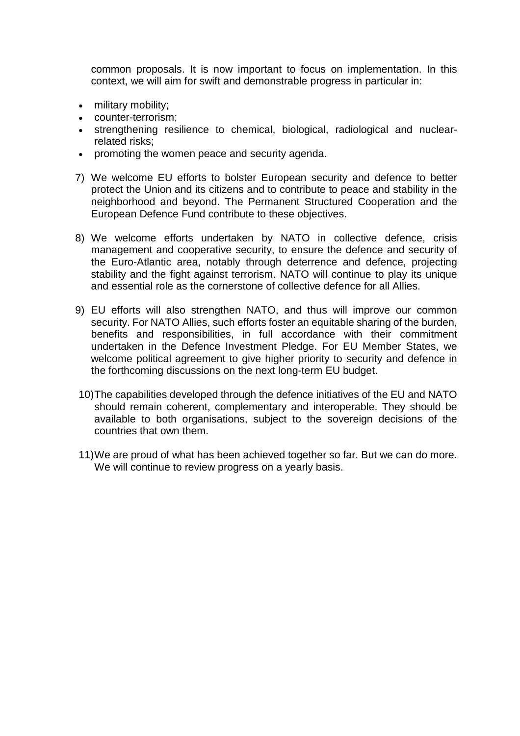common proposals. It is now important to focus on implementation. In this context, we will aim for swift and demonstrable progress in particular in:

- military mobility;
- counter-terrorism;
- strengthening resilience to chemical, biological, radiological and nuclear-related risks;
- promoting the women peace and security agenda.

7) We welcome EU efforts to bolster European security and defence to better protect the Union and its citizens and to contribute to peace and stability in the neighborhood and beyond. The Permanent Structured Cooperation and the European Defence Fund contribute to these objectives.

8) We welcome efforts undertaken by NATO in collective defence, crisis management and cooperative security, to ensure the defence and security of the Euro-Atlantic area, notably through deterrence and defence, projecting stability and the fight against terrorism. NATO will continue to play its unique and essential role as the cornerstone of collective defence for all Allies.

9) EU efforts will also strengthen NATO, and thus will improve our common security. For NATO Allies, such efforts foster an equitable sharing of the burden, benefits and responsibilities, in full accordance with their commitment undertaken in the Defence Investment Pledge. For EU Member States, we welcome political agreement to give higher priority to security and defence in the forthcoming discussions on the next long-term EU budget.

10) The capabilities developed through the defence initiatives of the EU and NATO should remain coherent, complementary and interoperable. They should be available to both organisations, subject to the sovereign decisions of the countries that own them.

11) We are proud of what has been achieved together so far. But we can do more. We will continue to review progress on a yearly basis.